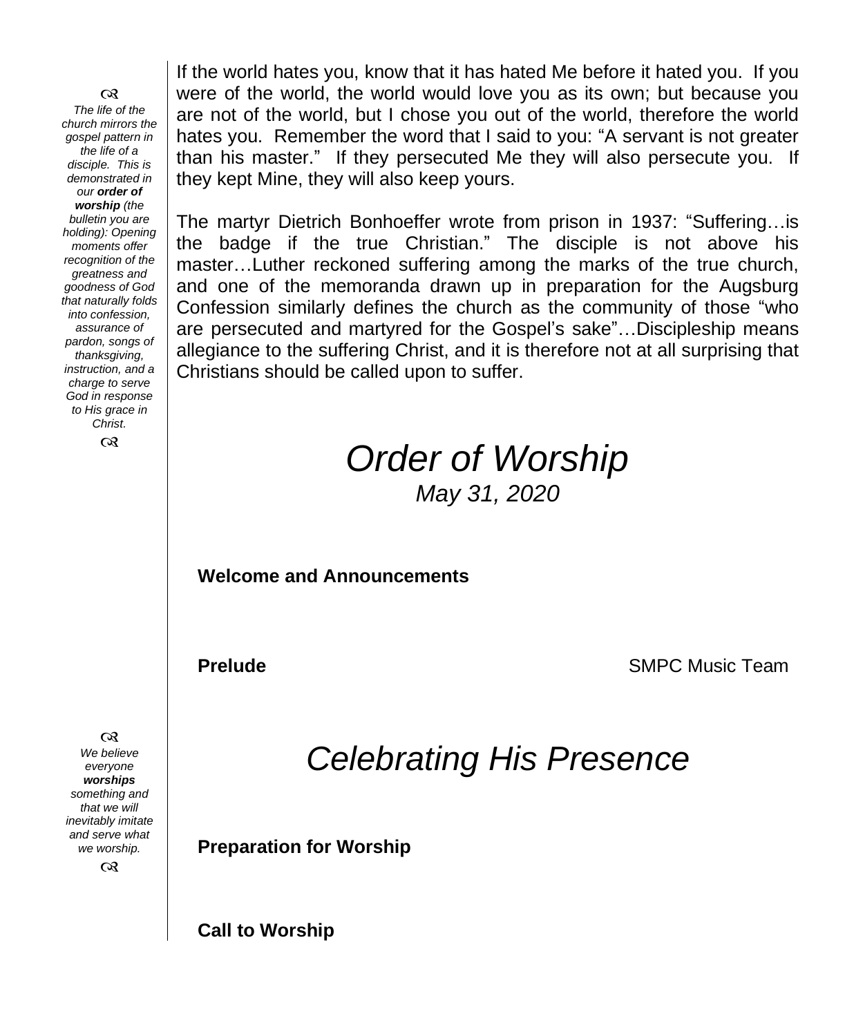ᏇᏋ

*The life of the church mirrors the gospel pattern in the life of a disciple. This is demonstrated in our **order of worship** (the bulletin you are holding): Opening moments offer recognition of the greatness and goodness of God that naturally folds into confession, assurance of pardon, songs of thanksgiving, instruction, and a charge to serve God in response to His grace in Christ.*

ᏇᏋ

If the world hates you, know that it has hated Me before it hated you. If you were of the world, the world would love you as its own; but because you are not of the world, but I chose you out of the world, therefore the world hates you. Remember the word that I said to you: "A servant is not greater than his master." If they persecuted Me they will also persecute you. If they kept Mine, they will also keep yours.

The martyr Dietrich Bonhoeffer wrote from prison in 1937: "Suffering…is the badge if the true Christian." The disciple is not above his master…Luther reckoned suffering among the marks of the true church, and one of the memoranda drawn up in preparation for the Augsburg Confession similarly defines the church as the community of those "who are persecuted and martyred for the Gospel's sake"…Discipleship means allegiance to the suffering Christ, and it is therefore not at all surprising that Christians should be called upon to suffer.

# *Order of Worship*

*May 31, 2020*

**Welcome and Announcements**

**Prelude** SMPC Music Team

ᏇᏋ

*We believe everyone **worships** something and that we will inevitably imitate and serve what we worship.*

ᏇᏋ

# *Celebrating His Presence*

**Preparation for Worship**

**Call to Worship**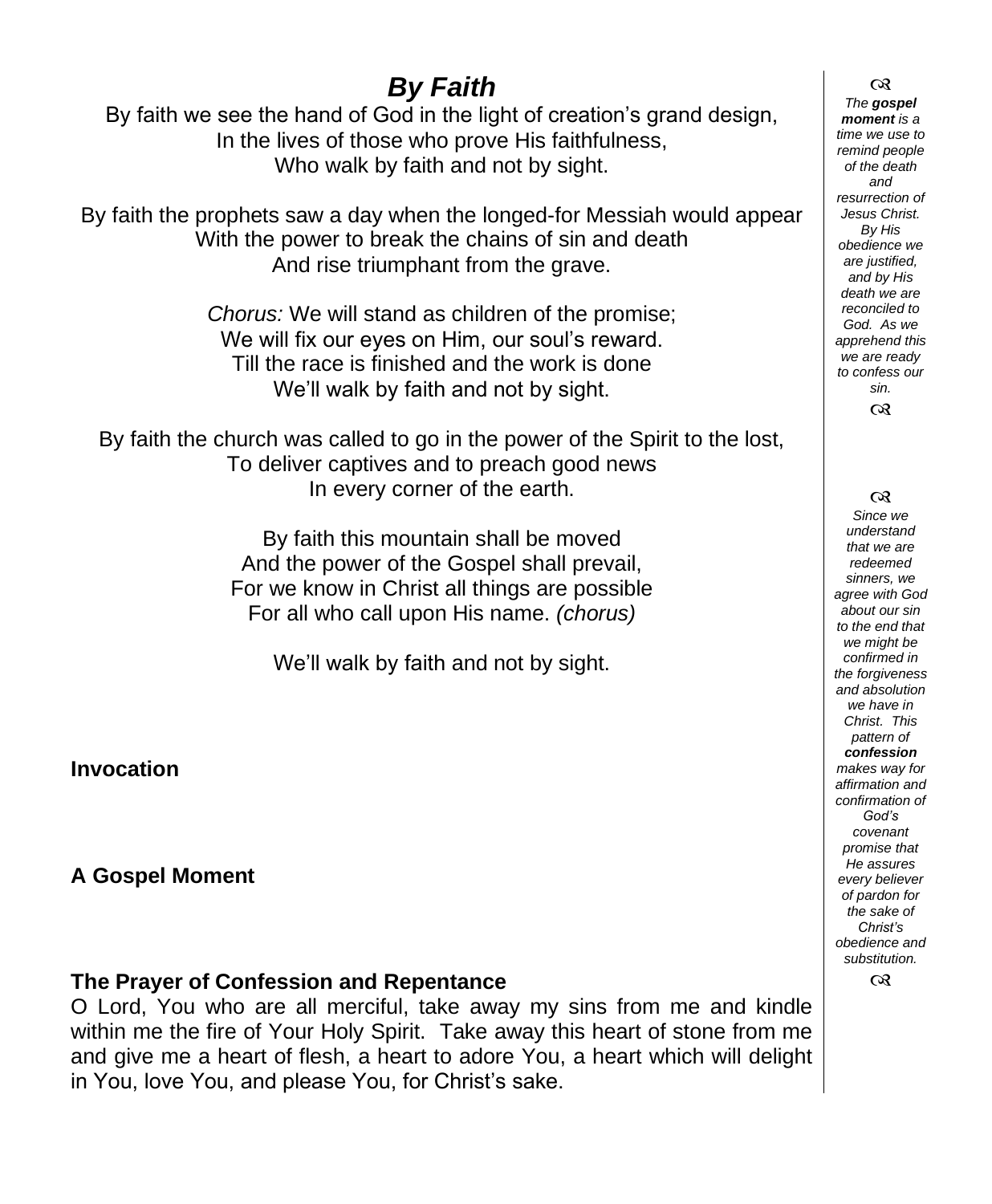# *By Faith*

By faith we see the hand of God in the light of creation's grand design,
In the lives of those who prove His faithfulness,
Who walk by faith and not by sight.

By faith the prophets saw a day when the longed-for Messiah would appear
With the power to break the chains of sin and death
And rise triumphant from the grave.

*Chorus:* We will stand as children of the promise;
We will fix our eyes on Him, our soul's reward.
Till the race is finished and the work is done
We'll walk by faith and not by sight.

By faith the church was called to go in the power of the Spirit to the lost,
To deliver captives and to preach good news
In every corner of the earth.

By faith this mountain shall be moved
And the power of the Gospel shall prevail,
For we know in Christ all things are possible
For all who call upon His name. *(chorus)*

We'll walk by faith and not by sight.

**Invocation**

**A Gospel Moment**

**The Prayer of Confession and Repentance**

O Lord, You who are all merciful, take away my sins from me and kindle within me the fire of Your Holy Spirit. Take away this heart of stone from me and give me a heart of flesh, a heart to adore You, a heart which will delight in You, love You, and please You, for Christ's sake.

*The* ***gospel moment*** *is a time we use to remind people of the death and resurrection of Jesus Christ. By His obedience we are justified, and by His death we are reconciled to God. As we apprehend this we are ready to confess our sin.*

*Since we understand that we are redeemed sinners, we agree with God about our sin to the end that we might be confirmed in the forgiveness and absolution we have in Christ. This pattern of* ***confession*** *makes way for affirmation and confirmation of God's covenant promise that He assures every believer of pardon for the sake of Christ's obedience and substitution.*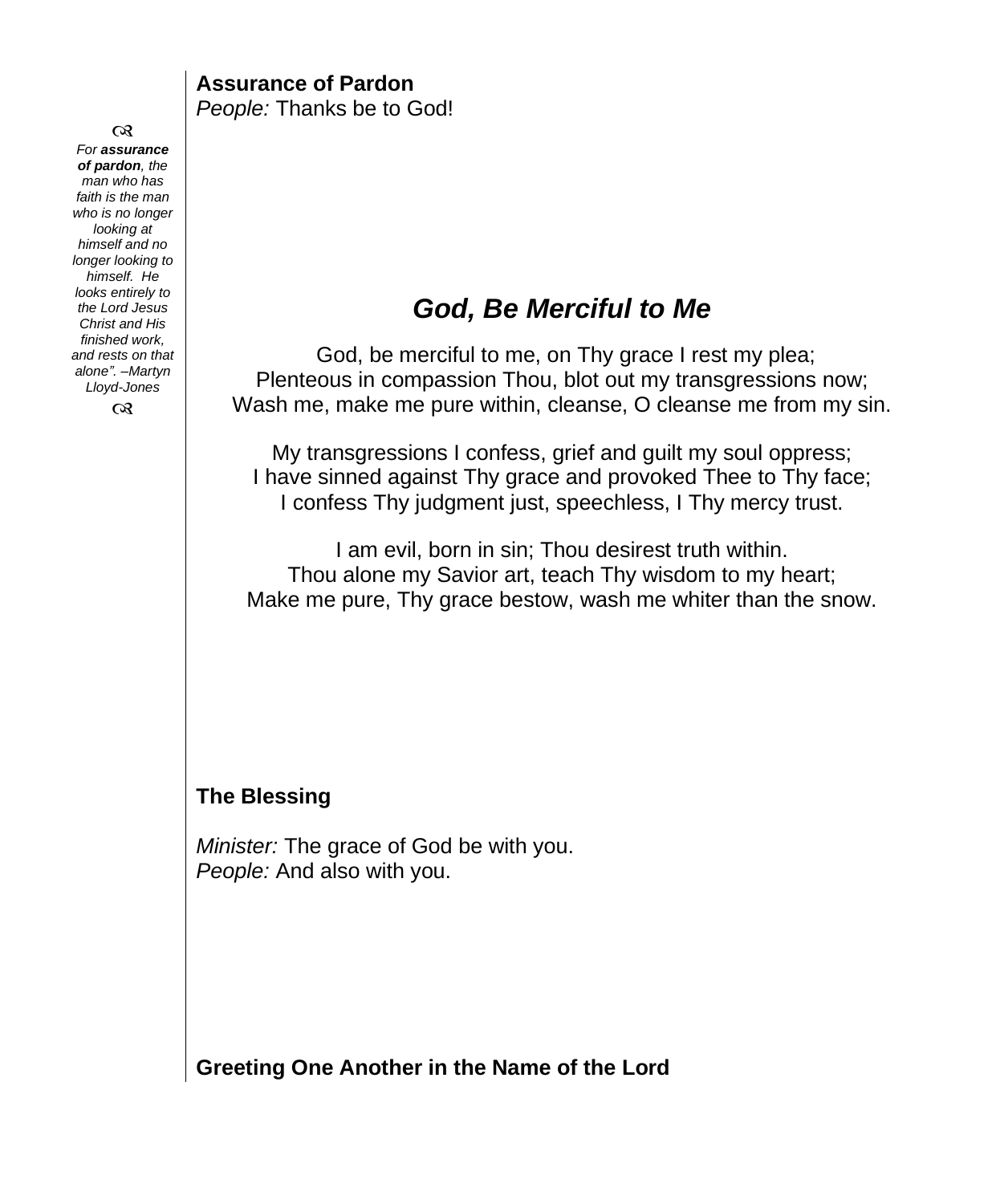**Assurance of Pardon**
*People:* Thanks be to God!

*For **assurance of pardon**, the man who has faith is the man who is no longer looking at himself and no longer looking to himself. He looks entirely to the Lord Jesus Christ and His finished work, and rests on that alone". –Martyn Lloyd-Jones*

## *God, Be Merciful to Me*

God, be merciful to me, on Thy grace I rest my plea;
Plenteous in compassion Thou, blot out my transgressions now;
Wash me, make me pure within, cleanse, O cleanse me from my sin.

My transgressions I confess, grief and guilt my soul oppress;
I have sinned against Thy grace and provoked Thee to Thy face;
I confess Thy judgment just, speechless, I Thy mercy trust.

I am evil, born in sin; Thou desirest truth within.
Thou alone my Savior art, teach Thy wisdom to my heart;
Make me pure, Thy grace bestow, wash me whiter than the snow.

**The Blessing**

*Minister:* The grace of God be with you.
*People:* And also with you.

**Greeting One Another in the Name of the Lord**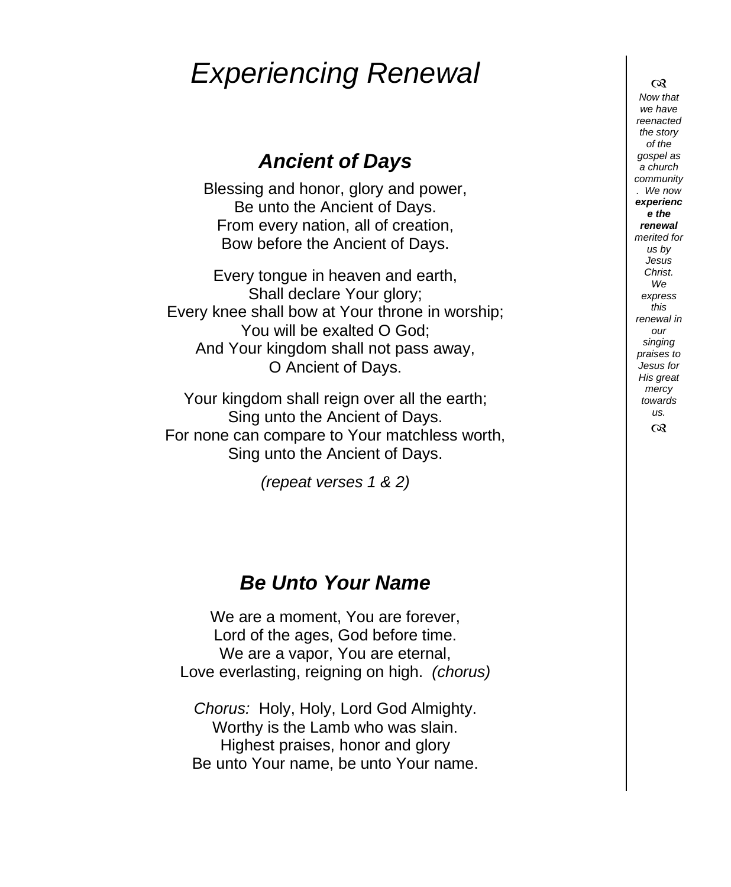# *Experiencing Renewal*

## ***Ancient of Days***

Blessing and honor, glory and power,
Be unto the Ancient of Days.
From every nation, all of creation,
Bow before the Ancient of Days.

Every tongue in heaven and earth,
Shall declare Your glory;
Every knee shall bow at Your throne in worship;
You will be exalted O God;
And Your kingdom shall not pass away,
O Ancient of Days.

Your kingdom shall reign over all the earth;
Sing unto the Ancient of Days.
For none can compare to Your matchless worth,
Sing unto the Ancient of Days.

*(repeat verses 1 & 2)*

## ***Be Unto Your Name***

We are a moment, You are forever,
Lord of the ages, God before time.
We are a vapor, You are eternal,
Love everlasting, reigning on high. *(chorus)*

*Chorus:* Holy, Holy, Lord God Almighty.
Worthy is the Lamb who was slain.
Highest praises, honor and glory
Be unto Your name, be unto Your name.

---

🙞

*Now that we have reenacted the story of the gospel as a church community. We now* ***experience the renewal*** *merited for us by Jesus Christ. We express this renewal in our singing praises to Jesus for His great mercy towards us.*

🙞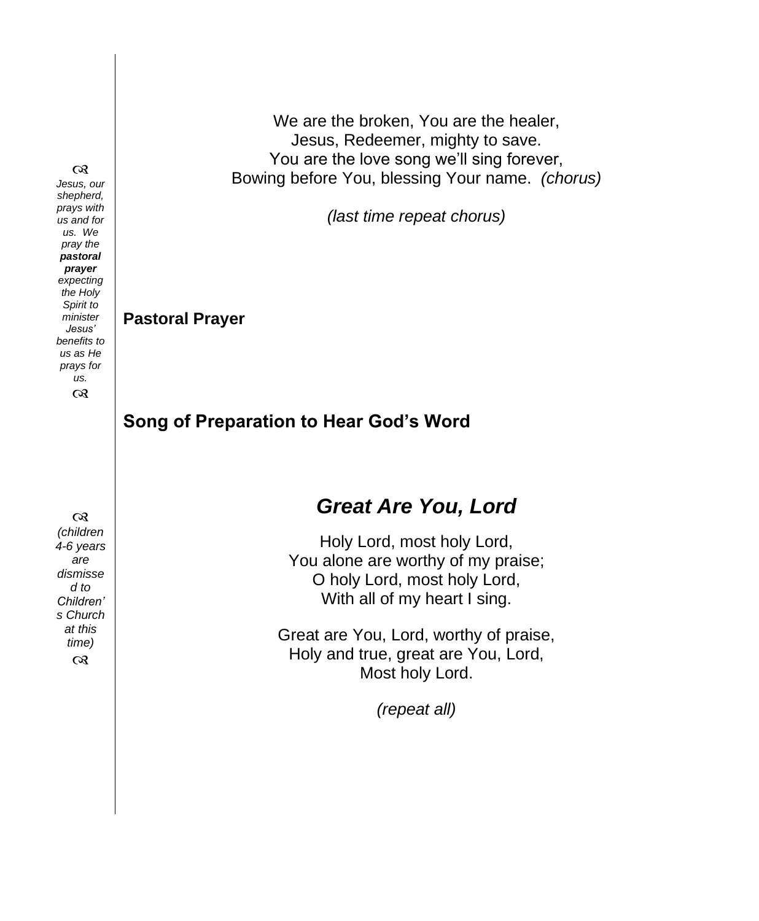We are the broken, You are the healer,
Jesus, Redeemer, mighty to save.
You are the love song we'll sing forever,
Bowing before You, blessing Your name. *(chorus)*

*(last time repeat chorus)*

☙ *Jesus, our shepherd, prays with us and for us. We pray the* ***pastoral prayer*** *expecting the Holy Spirit to minister Jesus' benefits to us as He prays for us.* ☙

**Pastoral Prayer**

**Song of Preparation to Hear God's Word**

☙ *(children 4-6 years are dismissed to Children's Church at this time)* ☙

## *Great Are You, Lord*

Holy Lord, most holy Lord,
You alone are worthy of my praise;
O holy Lord, most holy Lord,
With all of my heart I sing.

Great are You, Lord, worthy of praise,
Holy and true, great are You, Lord,
Most holy Lord.

*(repeat all)*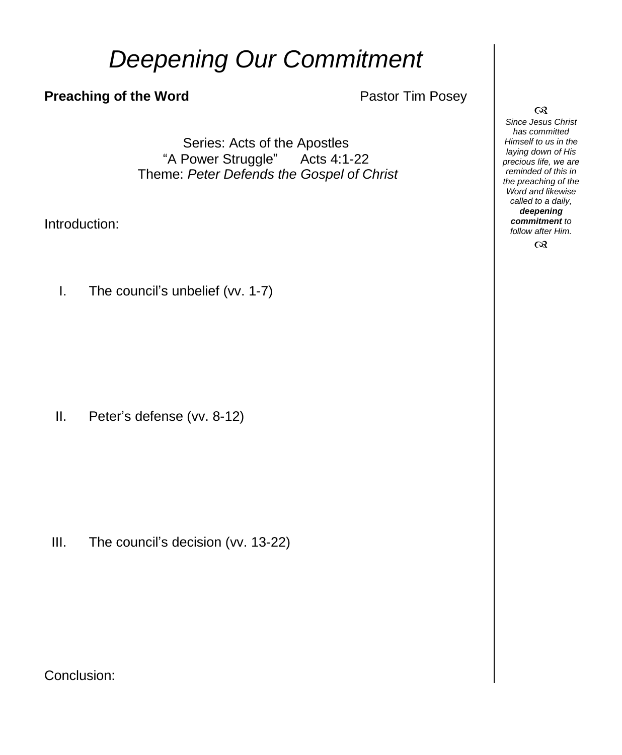# *Deepening Our Commitment*

**Preaching of the Word** Pastor Tim Posey

Series: Acts of the Apostles
"A Power Struggle" Acts 4:1-22
Theme: *Peter Defends the Gospel of Christ*

Introduction:

I. The council's unbelief (vv. 1-7)

II. Peter's defense (vv. 8-12)

III. The council's decision (vv. 13-22)

Conclusion:

*Since Jesus Christ has committed Himself to us in the laying down of His precious life, we are reminded of this in the preaching of the Word and likewise called to a daily,* ***deepening commitment*** *to follow after Him.*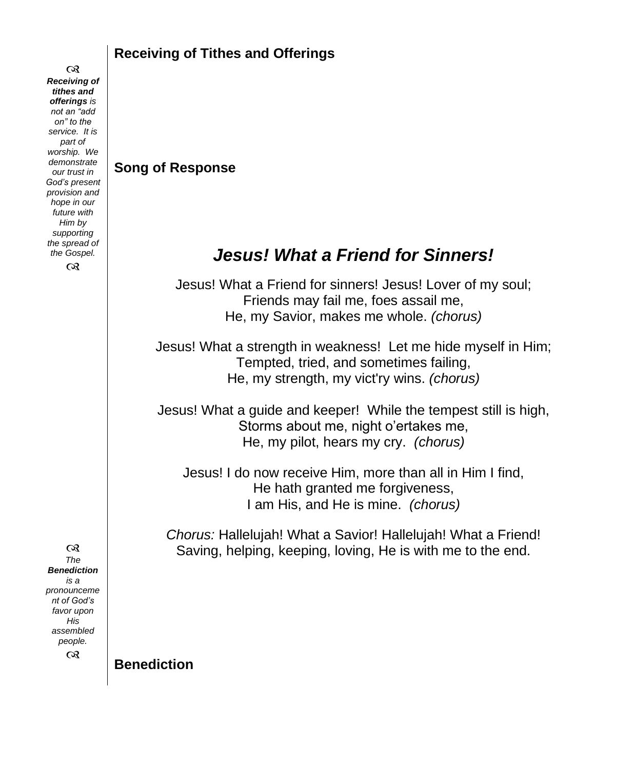## Receiving of Tithes and Offerings

> ೫
> ***Receiving of tithes and offerings*** *is not an "add on" to the service. It is part of worship. We demonstrate our trust in God's present provision and hope in our future with Him by supporting the spread of the Gospel.*
> ೫

## Song of Response

### *Jesus! What a Friend for Sinners!*

Jesus! What a Friend for sinners! Jesus! Lover of my soul;
Friends may fail me, foes assail me,
He, my Savior, makes me whole. *(chorus)*

Jesus! What a strength in weakness! Let me hide myself in Him;
Tempted, tried, and sometimes failing,
He, my strength, my vict'ry wins. *(chorus)*

Jesus! What a guide and keeper! While the tempest still is high,
Storms about me, night o'ertakes me,
He, my pilot, hears my cry. *(chorus)*

Jesus! I do now receive Him, more than all in Him I find,
He hath granted me forgiveness,
I am His, and He is mine. *(chorus)*

*Chorus:* Hallelujah! What a Savior! Hallelujah! What a Friend!
Saving, helping, keeping, loving, He is with me to the end.

> ೫
> *The* ***Benediction*** *is a pronouncement of God's favor upon His assembled people.*
> ೫

## Benediction